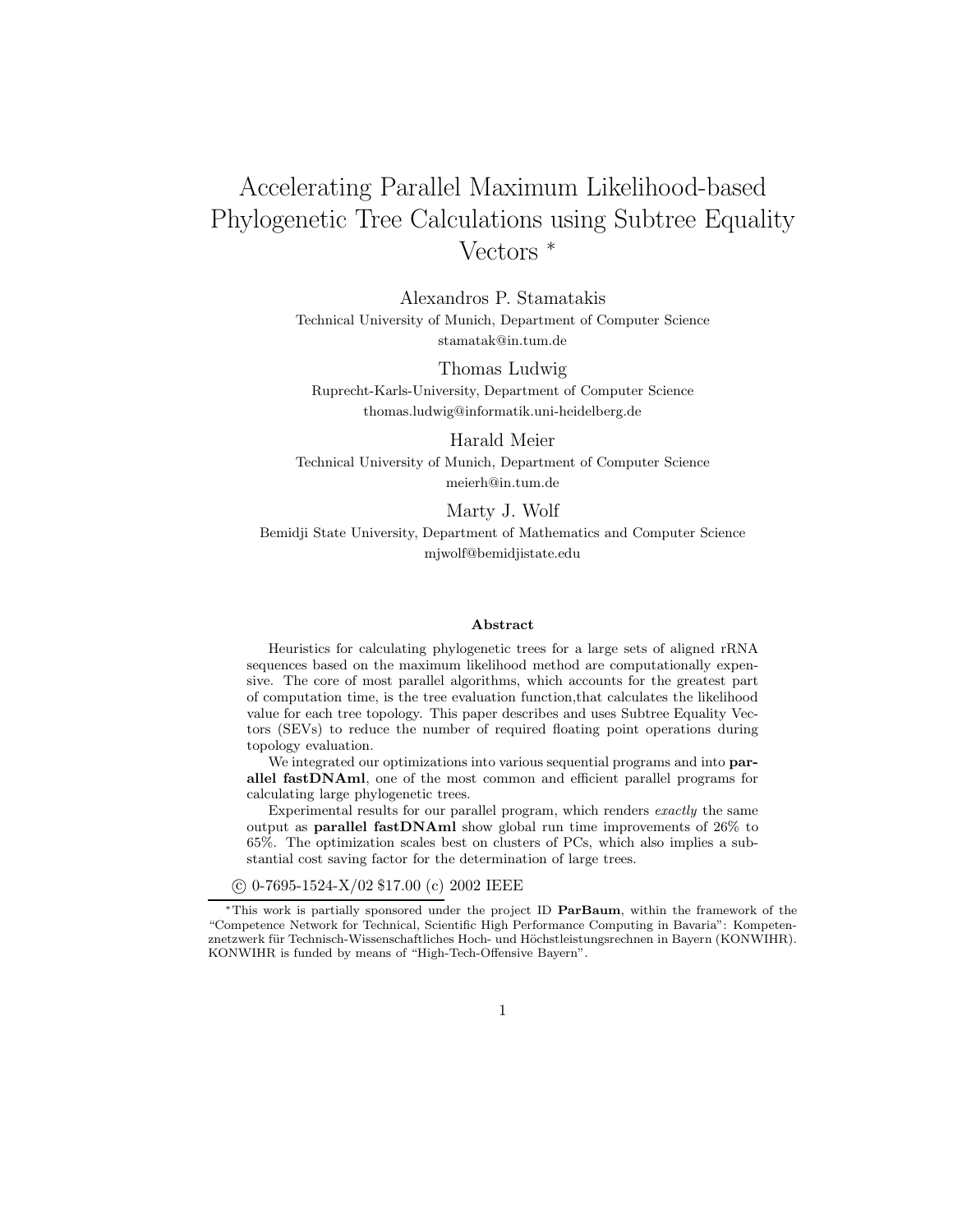# Accelerating Parallel Maximum Likelihood-based Phylogenetic Tree Calculations using Subtree Equality Vectors *

Alexandros P. Stamatakis
Technical University of Munich, Department of Computer Science
stamatak@in.tum.de

Thomas Ludwig
Ruprecht-Karls-University, Department of Computer Science
thomas.ludwig@informatik.uni-heidelberg.de

Harald Meier
Technical University of Munich, Department of Computer Science
meierh@in.tum.de

Marty J. Wolf
Bemidji State University, Department of Mathematics and Computer Science
mjwolf@bemidjistate.edu

### Abstract

Heuristics for calculating phylogenetic trees for a large sets of aligned rRNA sequences based on the maximum likelihood method are computationally expensive. The core of most parallel algorithms, which accounts for the greatest part of computation time, is the tree evaluation function,that calculates the likelihood value for each tree topology. This paper describes and uses Subtree Equality Vectors (SEVs) to reduce the number of required floating point operations during topology evaluation.

We integrated our optimizations into various sequential programs and into **parallel fastDNAml**, one of the most common and efficient parallel programs for calculating large phylogenetic trees.

Experimental results for our parallel program, which renders *exactly* the same output as **parallel fastDNAml** show global run time improvements of 26% to 65%. The optimization scales best on clusters of PCs, which also implies a substantial cost saving factor for the determination of large trees.

© 0-7695-1524-X/02 $17.00 (c) 2002 IEEE

*This work is partially sponsored under the project ID **ParBaum**, within the framework of the "Competence Network for Technical, Scientific High Performance Computing in Bavaria": Kompetenznetzwerk für Technisch-Wissenschaftliches Hoch- und Höchstleistungsrechnen in Bayern (KONWIHR). KONWIHR is funded by means of "High-Tech-Offensive Bayern".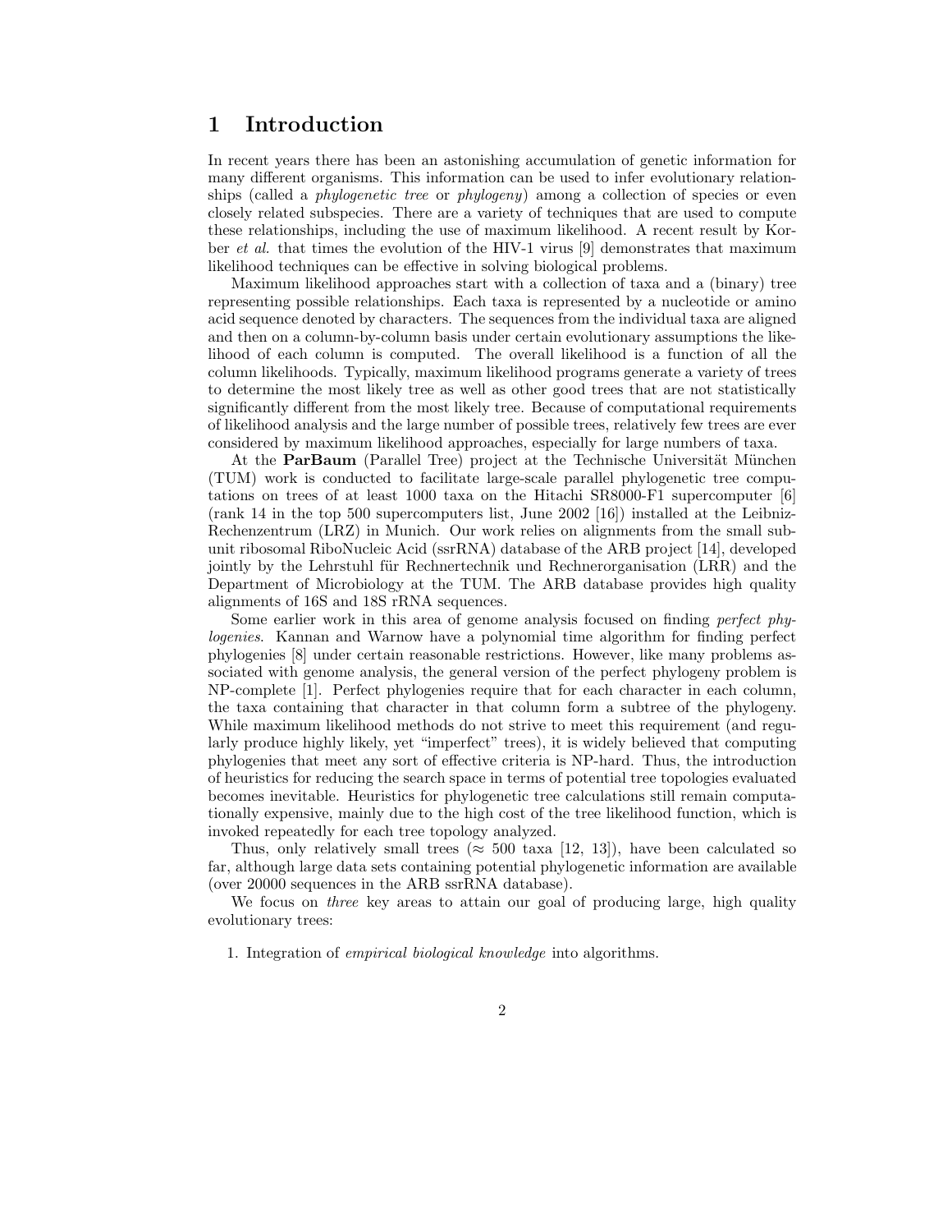# 1 Introduction

In recent years there has been an astonishing accumulation of genetic information for many different organisms. This information can be used to infer evolutionary relationships (called a *phylogenetic tree* or *phylogeny*) among a collection of species or even closely related subspecies. There are a variety of techniques that are used to compute these relationships, including the use of maximum likelihood. A recent result by Korber *et al.* that times the evolution of the HIV-1 virus [9] demonstrates that maximum likelihood techniques can be effective in solving biological problems.

Maximum likelihood approaches start with a collection of taxa and a (binary) tree representing possible relationships. Each taxa is represented by a nucleotide or amino acid sequence denoted by characters. The sequences from the individual taxa are aligned and then on a column-by-column basis under certain evolutionary assumptions the likelihood of each column is computed. The overall likelihood is a function of all the column likelihoods. Typically, maximum likelihood programs generate a variety of trees to determine the most likely tree as well as other good trees that are not statistically significantly different from the most likely tree. Because of computational requirements of likelihood analysis and the large number of possible trees, relatively few trees are ever considered by maximum likelihood approaches, especially for large numbers of taxa.

At the **ParBaum** (Parallel Tree) project at the Technische Universität München (TUM) work is conducted to facilitate large-scale parallel phylogenetic tree computations on trees of at least 1000 taxa on the Hitachi SR8000-F1 supercomputer [6] (rank 14 in the top 500 supercomputers list, June 2002 [16]) installed at the Leibniz-Rechenzentrum (LRZ) in Munich. Our work relies on alignments from the small subunit ribosomal RiboNucleic Acid (ssrRNA) database of the ARB project [14], developed jointly by the Lehrstuhl für Rechnertechnik und Rechnerorganisation (LRR) and the Department of Microbiology at the TUM. The ARB database provides high quality alignments of 16S and 18S rRNA sequences.

Some earlier work in this area of genome analysis focused on finding *perfect phylogenies*. Kannan and Warnow have a polynomial time algorithm for finding perfect phylogenies [8] under certain reasonable restrictions. However, like many problems associated with genome analysis, the general version of the perfect phylogeny problem is NP-complete [1]. Perfect phylogenies require that for each character in each column, the taxa containing that character in that column form a subtree of the phylogeny. While maximum likelihood methods do not strive to meet this requirement (and regularly produce highly likely, yet "imperfect" trees), it is widely believed that computing phylogenies that meet any sort of effective criteria is NP-hard. Thus, the introduction of heuristics for reducing the search space in terms of potential tree topologies evaluated becomes inevitable. Heuristics for phylogenetic tree calculations still remain computationally expensive, mainly due to the high cost of the tree likelihood function, which is invoked repeatedly for each tree topology analyzed.

Thus, only relatively small trees ($\approx$ 500 taxa [12, 13]), have been calculated so far, although large data sets containing potential phylogenetic information are available (over 20000 sequences in the ARB ssrRNA database).

We focus on *three* key areas to attain our goal of producing large, high quality evolutionary trees:

1. Integration of *empirical biological knowledge* into algorithms.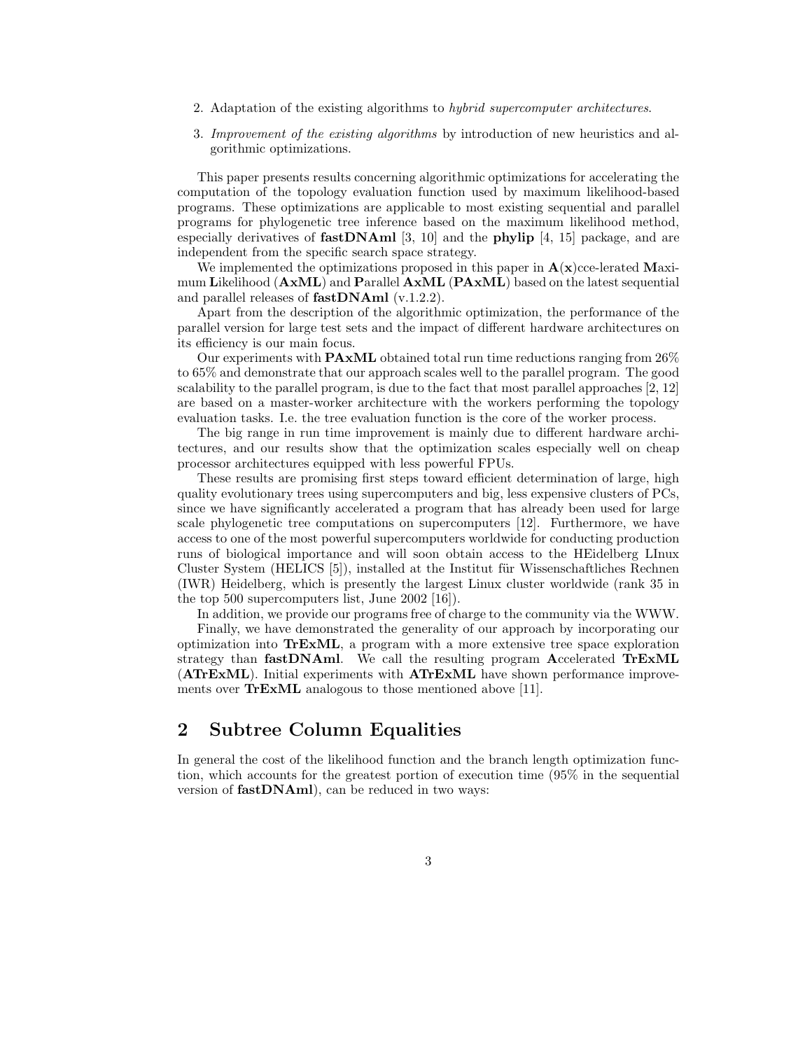2. Adaptation of the existing algorithms to *hybrid supercomputer architectures*.
3. *Improvement of the existing algorithms* by introduction of new heuristics and algorithmic optimizations.

This paper presents results concerning algorithmic optimizations for accelerating the computation of the topology evaluation function used by maximum likelihood-based programs. These optimizations are applicable to most existing sequential and parallel programs for phylogenetic tree inference based on the maximum likelihood method, especially derivatives of **fastDNAml** [3, 10] and the **phylip** [4, 15] package, and are independent from the specific search space strategy.

We implemented the optimizations proposed in this paper in **A**(**x**)cce-lerated **M**aximum **L**ikelihood (**AxML**) and **P**arallel **AxML** (**PAxML**) based on the latest sequential and parallel releases of **fastDNAml** (v.1.2.2).

Apart from the description of the algorithmic optimization, the performance of the parallel version for large test sets and the impact of different hardware architectures on its efficiency is our main focus.

Our experiments with **PAxML** obtained total run time reductions ranging from 26% to 65% and demonstrate that our approach scales well to the parallel program. The good scalability to the parallel program, is due to the fact that most parallel approaches [2, 12] are based on a master-worker architecture with the workers performing the topology evaluation tasks. I.e. the tree evaluation function is the core of the worker process.

The big range in run time improvement is mainly due to different hardware architectures, and our results show that the optimization scales especially well on cheap processor architectures equipped with less powerful FPUs.

These results are promising first steps toward efficient determination of large, high quality evolutionary trees using supercomputers and big, less expensive clusters of PCs, since we have significantly accelerated a program that has already been used for large scale phylogenetic tree computations on supercomputers [12]. Furthermore, we have access to one of the most powerful supercomputers worldwide for conducting production runs of biological importance and will soon obtain access to the HEidelberg LInux Cluster System (HELICS [5]), installed at the Institut für Wissenschaftliches Rechnen (IWR) Heidelberg, which is presently the largest Linux cluster worldwide (rank 35 in the top 500 supercomputers list, June 2002 [16]).

In addition, we provide our programs free of charge to the community via the WWW.

Finally, we have demonstrated the generality of our approach by incorporating our optimization into **TrExML**, a program with a more extensive tree space exploration strategy than **fastDNAml**. We call the resulting program **A**ccelerated **TrExML** (**ATrExML**). Initial experiments with **ATrExML** have shown performance improvements over **TrExML** analogous to those mentioned above [11].

## 2 Subtree Column Equalities

In general the cost of the likelihood function and the branch length optimization function, which accounts for the greatest portion of execution time (95% in the sequential version of **fastDNAml**), can be reduced in two ways: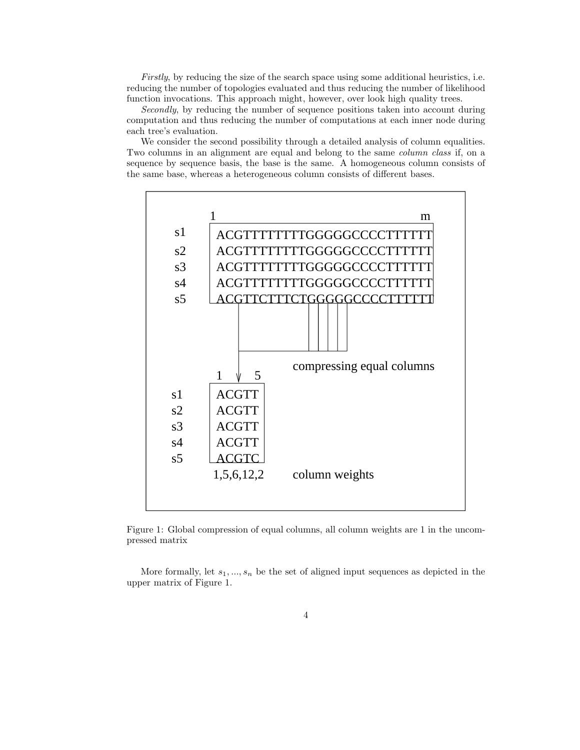*Firstly*, by reducing the size of the search space using some additional heuristics, i.e. reducing the number of topologies evaluated and thus reducing the number of likelihood function invocations. This approach might, however, over look high quality trees.

*Secondly*, by reducing the number of sequence positions taken into account during computation and thus reducing the number of computations at each inner node during each tree's evaluation.

We consider the second possibility through a detailed analysis of column equalities. Two columns in an alignment are equal and belong to the same *column class* if, on a sequence by sequence basis, the base is the same. A homogeneous column consists of the same base, whereas a heterogeneous column consists of different bases.

```
        1                               m
s1    ACGTTTTTTTTGGGGGCCCCTTTTTT
s2    ACGTTTTTTTTGGGGGCCCCTTTTTT
s3    ACGTTTTTTTTGGGGGCCCCTTTTTT
s4    ACGTTTTTTTTGGGGGCCCCTTTTTT
s5    ACGTTCTTTCTGGGGGCCCCTTTTTT

                    compressing equal columns
        1     5
s1    ACGTT
s2    ACGTT
s3    ACGTT
s4    ACGTT
s5    ACGTC
      1,5,6,12,2    column weights
```

Figure 1: Global compression of equal columns, all column weights are 1 in the uncompressed matrix

More formally, let $s_1, ..., s_n$ be the set of aligned input sequences as depicted in the upper matrix of Figure 1.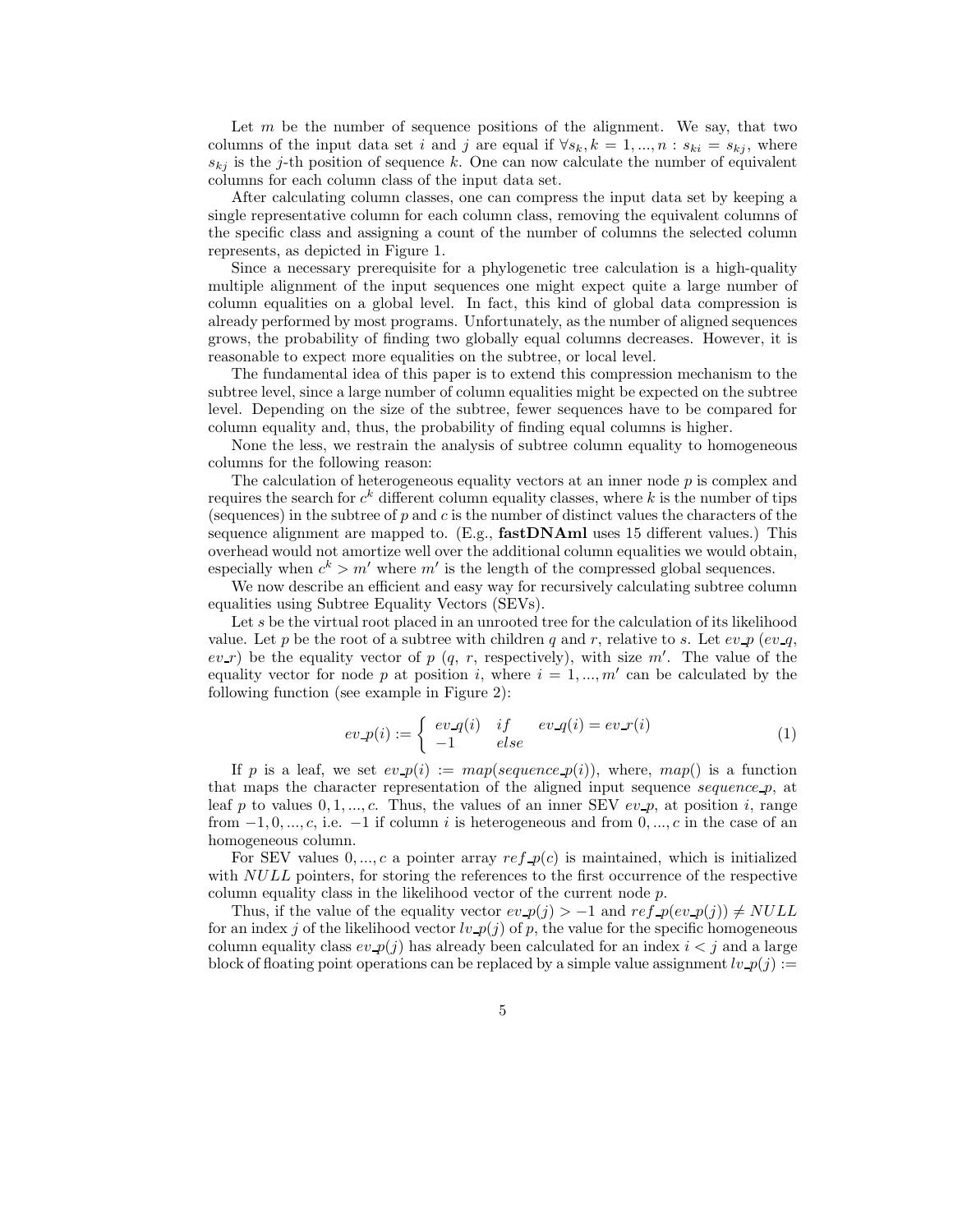Let $m$ be the number of sequence positions of the alignment. We say, that two columns of the input data set $i$ and $j$ are equal if $\forall s_k, k = 1, ..., n : s_{ki} = s_{kj}$, where $s_{kj}$ is the $j$-th position of sequence $k$. One can now calculate the number of equivalent columns for each column class of the input data set.

After calculating column classes, one can compress the input data set by keeping a single representative column for each column class, removing the equivalent columns of the specific class and assigning a count of the number of columns the selected column represents, as depicted in Figure 1.

Since a necessary prerequisite for a phylogenetic tree calculation is a high-quality multiple alignment of the input sequences one might expect quite a large number of column equalities on a global level. In fact, this kind of global data compression is already performed by most programs. Unfortunately, as the number of aligned sequences grows, the probability of finding two globally equal columns decreases. However, it is reasonable to expect more equalities on the subtree, or local level.

The fundamental idea of this paper is to extend this compression mechanism to the subtree level, since a large number of column equalities might be expected on the subtree level. Depending on the size of the subtree, fewer sequences have to be compared for column equality and, thus, the probability of finding equal columns is higher.

None the less, we restrain the analysis of subtree column equality to homogeneous columns for the following reason:

The calculation of heterogeneous equality vectors at an inner node $p$ is complex and requires the search for $c^k$ different column equality classes, where $k$ is the number of tips (sequences) in the subtree of $p$ and $c$ is the number of distinct values the characters of the sequence alignment are mapped to. (E.g., **fastDNAml** uses 15 different values.) This overhead would not amortize well over the additional column equalities we would obtain, especially when $c^k > m'$ where $m'$ is the length of the compressed global sequences.

We now describe an efficient and easy way for recursively calculating subtree column equalities using Subtree Equality Vectors (SEVs).

Let $s$ be the virtual root placed in an unrooted tree for the calculation of its likelihood value. Let $p$ be the root of a subtree with children $q$ and $r$, relative to $s$. Let $ev\_p$ ($ev\_q$, $ev\_r$) be the equality vector of $p$ ($q$, $r$, respectively), with size $m'$. The value of the equality vector for node $p$ at position $i$, where $i = 1, ..., m'$ can be calculated by the following function (see example in Figure 2):

$$ev\_p(i) := \begin{cases} ev\_q(i) & if \quad ev\_q(i) = ev\_r(i) \\ -1 & else \end{cases} \tag{1}$$

If $p$ is a leaf, we set $ev\_p(i) := map(sequence\_p(i))$, where, $map()$ is a function that maps the character representation of the aligned input sequence $sequence\_p$, at leaf $p$ to values $0, 1, ..., c$. Thus, the values of an inner SEV $ev\_p$, at position $i$, range from $-1, 0, ..., c$, i.e. $-1$ if column $i$ is heterogeneous and from $0, ..., c$ in the case of an homogeneous column.

For SEV values $0, ..., c$ a pointer array $ref\_p(c)$ is maintained, which is initialized with $NULL$ pointers, for storing the references to the first occurrence of the respective column equality class in the likelihood vector of the current node $p$.

Thus, if the value of the equality vector $ev\_p(j) > -1$ and $ref\_p(ev\_p(j)) \neq NULL$ for an index $j$ of the likelihood vector $lv\_p(j)$ of $p$, the value for the specific homogeneous column equality class $ev\_p(j)$ has already been calculated for an index $i < j$ and a large block of floating point operations can be replaced by a simple value assignment $lv\_p(j) :=$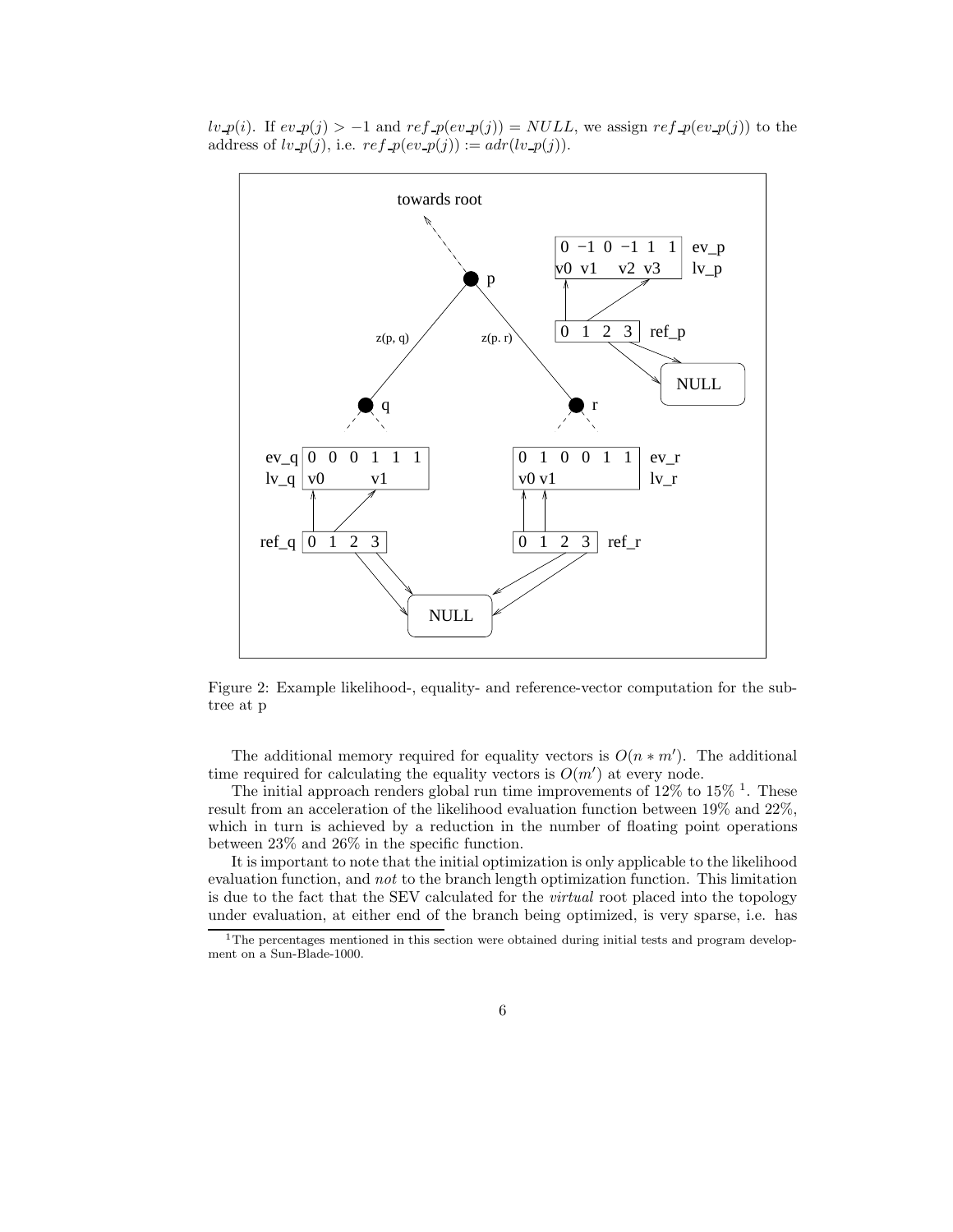$lv\_p(i)$. If $ev\_p(j) > -1$ and $ref\_p(ev\_p(j)) = NULL$, we assign $ref\_p(ev\_p(j))$ to the address of $lv\_p(j)$, i.e. $ref\_p(ev\_p(j)) := adr(lv\_p(j))$.

Figure 2: Example likelihood-, equality- and reference-vector computation for the subtree at p

The additional memory required for equality vectors is $O(n * m')$. The additional time required for calculating the equality vectors is $O(m')$ at every node.

The initial approach renders global run time improvements of 12% to 15% [1]. These result from an acceleration of the likelihood evaluation function between 19% and 22%, which in turn is achieved by a reduction in the number of floating point operations between 23% and 26% in the specific function.

It is important to note that the initial optimization is only applicable to the likelihood evaluation function, and *not* to the branch length optimization function. This limitation is due to the fact that the SEV calculated for the *virtual* root placed into the topology under evaluation, at either end of the branch being optimized, is very sparse, i.e. has

[1] The percentages mentioned in this section were obtained during initial tests and program development on a Sun-Blade-1000.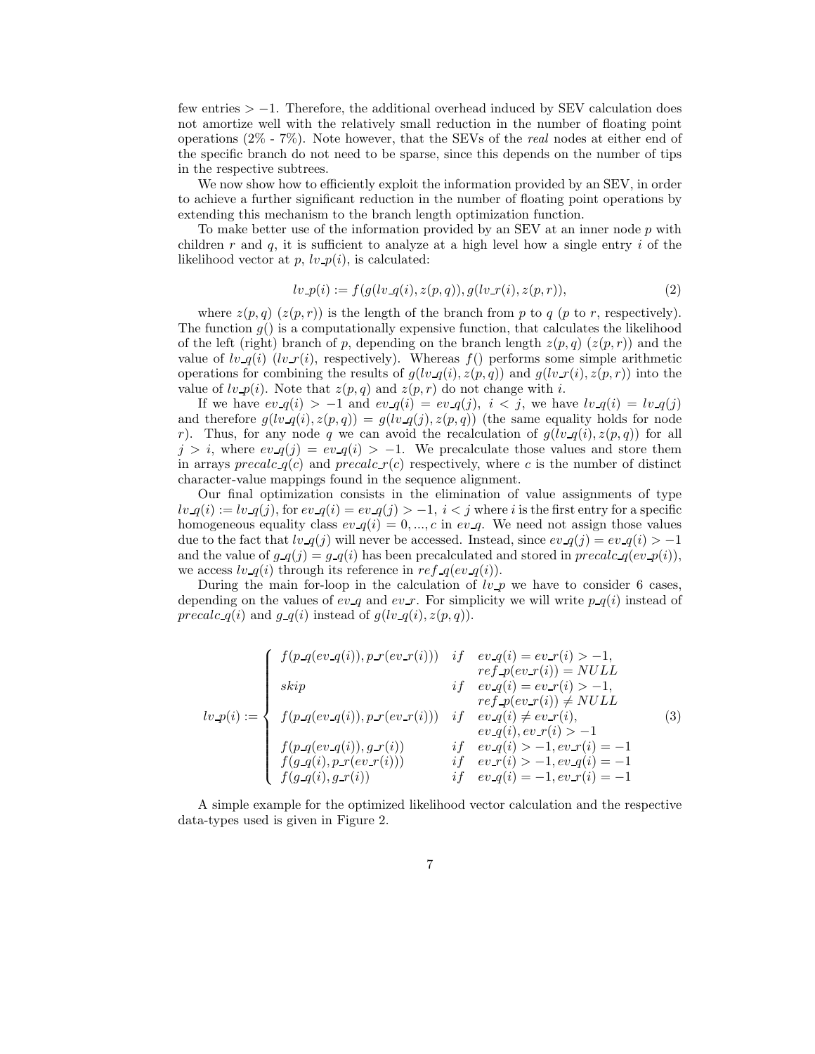few entries $> -1$. Therefore, the additional overhead induced by SEV calculation does not amortize well with the relatively small reduction in the number of floating point operations (2% - 7%). Note however, that the SEVs of the *real* nodes at either end of the specific branch do not need to be sparse, since this depends on the number of tips in the respective subtrees.

We now show how to efficiently exploit the information provided by an SEV, in order to achieve a further significant reduction in the number of floating point operations by extending this mechanism to the branch length optimization function.

To make better use of the information provided by an SEV at an inner node $p$ with children $r$ and $q$, it is sufficient to analyze at a high level how a single entry $i$ of the likelihood vector at $p$, $lv\_p(i)$, is calculated:

$$lv\_p(i) := f(g(lv\_q(i), z(p,q)), g(lv\_r(i), z(p,r)), \tag{2}$$

where $z(p,q)$ ($z(p,r)$) is the length of the branch from $p$ to $q$ ($p$ to $r$, respectively). The function $g()$ is a computationally expensive function, that calculates the likelihood of the left (right) branch of $p$, depending on the branch length $z(p,q)$ ($z(p,r)$) and the value of $lv\_q(i)$ ($lv\_r(i)$, respectively). Whereas $f()$ performs some simple arithmetic operations for combining the results of $g(lv\_q(i), z(p,q))$ and $g(lv\_r(i), z(p,r))$ into the value of $lv\_p(i)$. Note that $z(p,q)$ and $z(p,r)$ do not change with $i$.

If we have $ev\_q(i) > -1$ and $ev\_q(i) = ev\_q(j),\ i < j$, we have $lv\_q(i) = lv\_q(j)$ and therefore $g(lv\_q(i), z(p,q)) = g(lv\_q(j), z(p,q))$ (the same equality holds for node $r$). Thus, for any node $q$ we can avoid the recalculation of $g(lv\_q(i), z(p,q))$ for all $j > i$, where $ev\_q(j) = ev\_q(i) > -1$. We precalculate those values and store them in arrays $precalc\_q(c)$ and $precalc\_r(c)$ respectively, where $c$ is the number of distinct character-value mappings found in the sequence alignment.

Our final optimization consists in the elimination of value assignments of type $lv\_q(i) := lv\_q(j)$, for $ev\_q(i) = ev\_q(j) > -1,\ i < j$ where $i$ is the first entry for a specific homogeneous equality class $ev\_q(i) = 0, ..., c$ in $ev\_q$. We need not assign those values due to the fact that $lv\_q(j)$ will never be accessed. Instead, since $ev\_q(j) = ev\_q(i) > -1$ and the value of $g\_q(j) = g\_q(i)$ has been precalculated and stored in $precalc\_q(ev\_p(i))$, we access $lv\_q(i)$ through its reference in $ref\_q(ev\_q(i))$.

During the main for-loop in the calculation of $lv\_p$ we have to consider 6 cases, depending on the values of $ev\_q$ and $ev\_r$. For simplicity we will write $p\_q(i)$ instead of $precalc\_q(i)$ and $g\_q(i)$ instead of $g(lv\_q(i), z(p,q))$.

$$lv\_p(i) := \begin{cases} f(p\_q(ev\_q(i)), p\_r(ev\_r(i))) & if \quad ev\_q(i) = ev\_r(i) > -1, \\ & \quad\;\; ref\_p(ev\_r(i)) = NULL \\ skip & if \quad ev\_q(i) = ev\_r(i) > -1, \\ & \quad\;\; ref\_p(ev\_r(i)) \neq NULL \\ f(p\_q(ev\_q(i)), p\_r(ev\_r(i))) & if \quad ev\_q(i) \neq ev\_r(i), \\ & \quad\;\; ev\_q(i), ev\_r(i) > -1 \\ f(p\_q(ev\_q(i)), g\_r(i)) & if \quad ev\_q(i) > -1, ev\_r(i) = -1 \\ f(g\_q(i), p\_r(ev\_r(i))) & if \quad ev\_r(i) > -1, ev\_q(i) = -1 \\ f(g\_q(i), g\_r(i)) & if \quad ev\_q(i) = -1, ev\_r(i) = -1 \end{cases} \tag{3}$$

A simple example for the optimized likelihood vector calculation and the respective data-types used is given in Figure 2.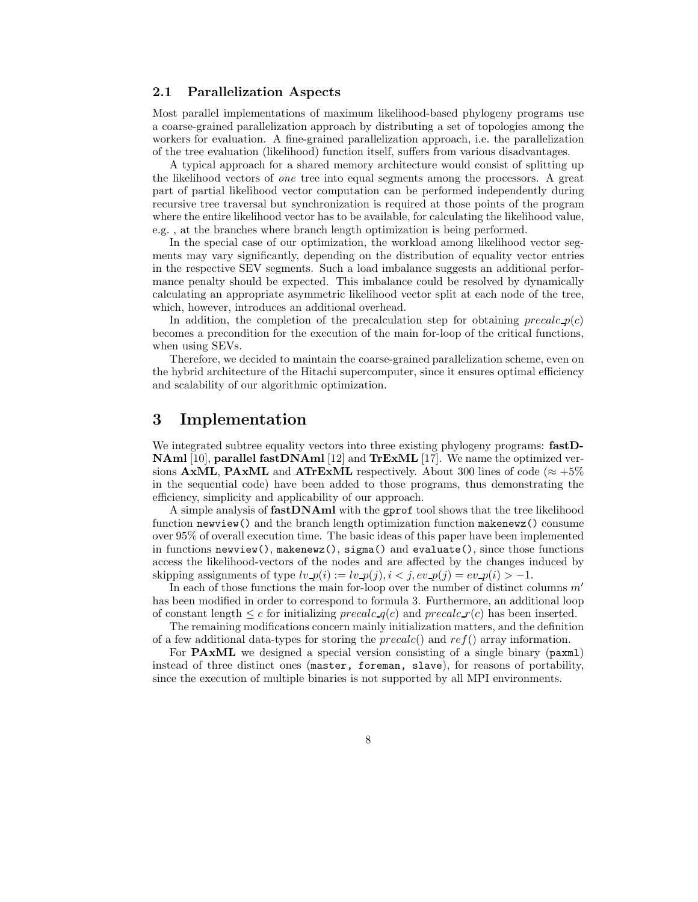### 2.1 Parallelization Aspects

Most parallel implementations of maximum likelihood-based phylogeny programs use a coarse-grained parallelization approach by distributing a set of topologies among the workers for evaluation. A fine-grained parallelization approach, i.e. the parallelization of the tree evaluation (likelihood) function itself, suffers from various disadvantages.

A typical approach for a shared memory architecture would consist of splitting up the likelihood vectors of *one* tree into equal segments among the processors. A great part of partial likelihood vector computation can be performed independently during recursive tree traversal but synchronization is required at those points of the program where the entire likelihood vector has to be available, for calculating the likelihood value, e.g. , at the branches where branch length optimization is being performed.

In the special case of our optimization, the workload among likelihood vector segments may vary significantly, depending on the distribution of equality vector entries in the respective SEV segments. Such a load imbalance suggests an additional performance penalty should be expected. This imbalance could be resolved by dynamically calculating an appropriate asymmetric likelihood vector split at each node of the tree, which, however, introduces an additional overhead.

In addition, the completion of the precalculation step for obtaining $precalc\_p(c)$ becomes a precondition for the execution of the main for-loop of the critical functions, when using SEVs.

Therefore, we decided to maintain the coarse-grained parallelization scheme, even on the hybrid architecture of the Hitachi supercomputer, since it ensures optimal efficiency and scalability of our algorithmic optimization.

# 3 Implementation

We integrated subtree equality vectors into three existing phylogeny programs: **fastDNAml** [10], **parallel fastDNAml** [12] and **TrExML** [17]. We name the optimized versions **AxML**, **PAxML** and **ATrExML** respectively. About 300 lines of code ($\approx +5\%$ in the sequential code) have been added to those programs, thus demonstrating the efficiency, simplicity and applicability of our approach.

A simple analysis of **fastDNAml** with the `gprof` tool shows that the tree likelihood function `newview()` and the branch length optimization function `makenewz()` consume over 95% of overall execution time. The basic ideas of this paper have been implemented in functions `newview()`, `makenewz()`, `sigma()` and `evaluate()`, since those functions access the likelihood-vectors of the nodes and are affected by the changes induced by skipping assignments of type $lv\_p(i) := lv\_p(j), i < j, ev\_p(j) = ev\_p(i) > -1$.

In each of those functions the main for-loop over the number of distinct columns $m'$ has been modified in order to correspond to formula 3. Furthermore, an additional loop of constant length $\leq c$ for initializing $precalc\_q(c)$ and $precalc\_r(c)$ has been inserted.

The remaining modifications concern mainly initialization matters, and the definition of a few additional data-types for storing the $precalc()$ and $ref()$ array information.

For **PAxML** we designed a special version consisting of a single binary (`paxml`) instead of three distinct ones (`master, foreman, slave`), for reasons of portability, since the execution of multiple binaries is not supported by all MPI environments.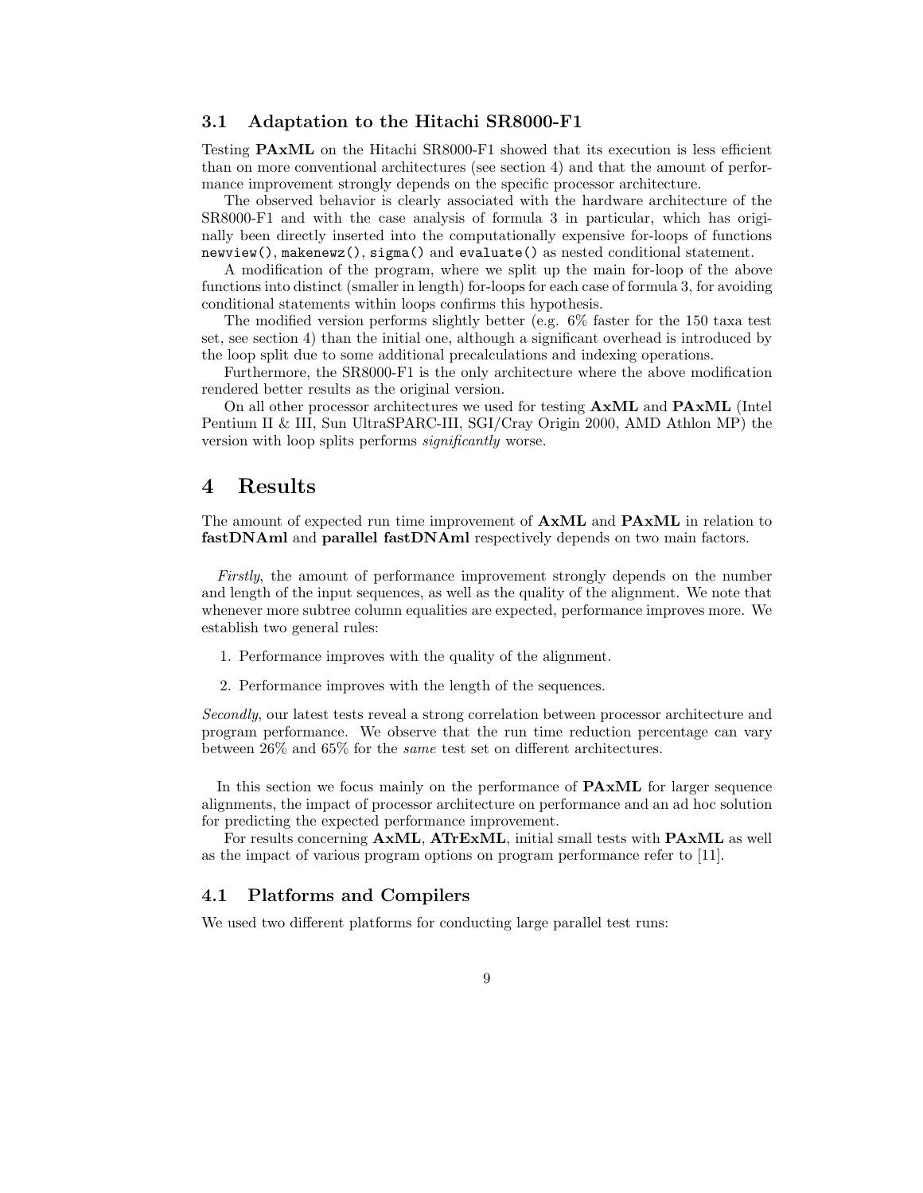### 3.1 Adaptation to the Hitachi SR8000-F1

Testing **PAxML** on the Hitachi SR8000-F1 showed that its execution is less efficient than on more conventional architectures (see section 4) and that the amount of performance improvement strongly depends on the specific processor architecture.

The observed behavior is clearly associated with the hardware architecture of the SR8000-F1 and with the case analysis of formula 3 in particular, which has originally been directly inserted into the computationally expensive for-loops of functions `newview()`, `makenewz()`, `sigma()` and `evaluate()` as nested conditional statement.

A modification of the program, where we split up the main for-loop of the above functions into distinct (smaller in length) for-loops for each case of formula 3, for avoiding conditional statements within loops confirms this hypothesis.

The modified version performs slightly better (e.g. 6% faster for the 150 taxa test set, see section 4) than the initial one, although a significant overhead is introduced by the loop split due to some additional precalculations and indexing operations.

Furthermore, the SR8000-F1 is the only architecture where the above modification rendered better results as the original version.

On all other processor architectures we used for testing **AxML** and **PAxML** (Intel Pentium II & III, Sun UltraSPARC-III, SGI/Cray Origin 2000, AMD Athlon MP) the version with loop splits performs *significantly* worse.

# 4 Results

The amount of expected run time improvement of **AxML** and **PAxML** in relation to **fastDNAml** and **parallel fastDNAml** respectively depends on two main factors.

*Firstly*, the amount of performance improvement strongly depends on the number and length of the input sequences, as well as the quality of the alignment. We note that whenever more subtree column equalities are expected, performance improves more. We establish two general rules:

1. Performance improves with the quality of the alignment.
2. Performance improves with the length of the sequences.

*Secondly*, our latest tests reveal a strong correlation between processor architecture and program performance. We observe that the run time reduction percentage can vary between 26% and 65% for the *same* test set on different architectures.

In this section we focus mainly on the performance of **PAxML** for larger sequence alignments, the impact of processor architecture on performance and an ad hoc solution for predicting the expected performance improvement.

For results concerning **AxML**, **ATrExML**, initial small tests with **PAxML** as well as the impact of various program options on program performance refer to [11].

### 4.1 Platforms and Compilers

We used two different platforms for conducting large parallel test runs: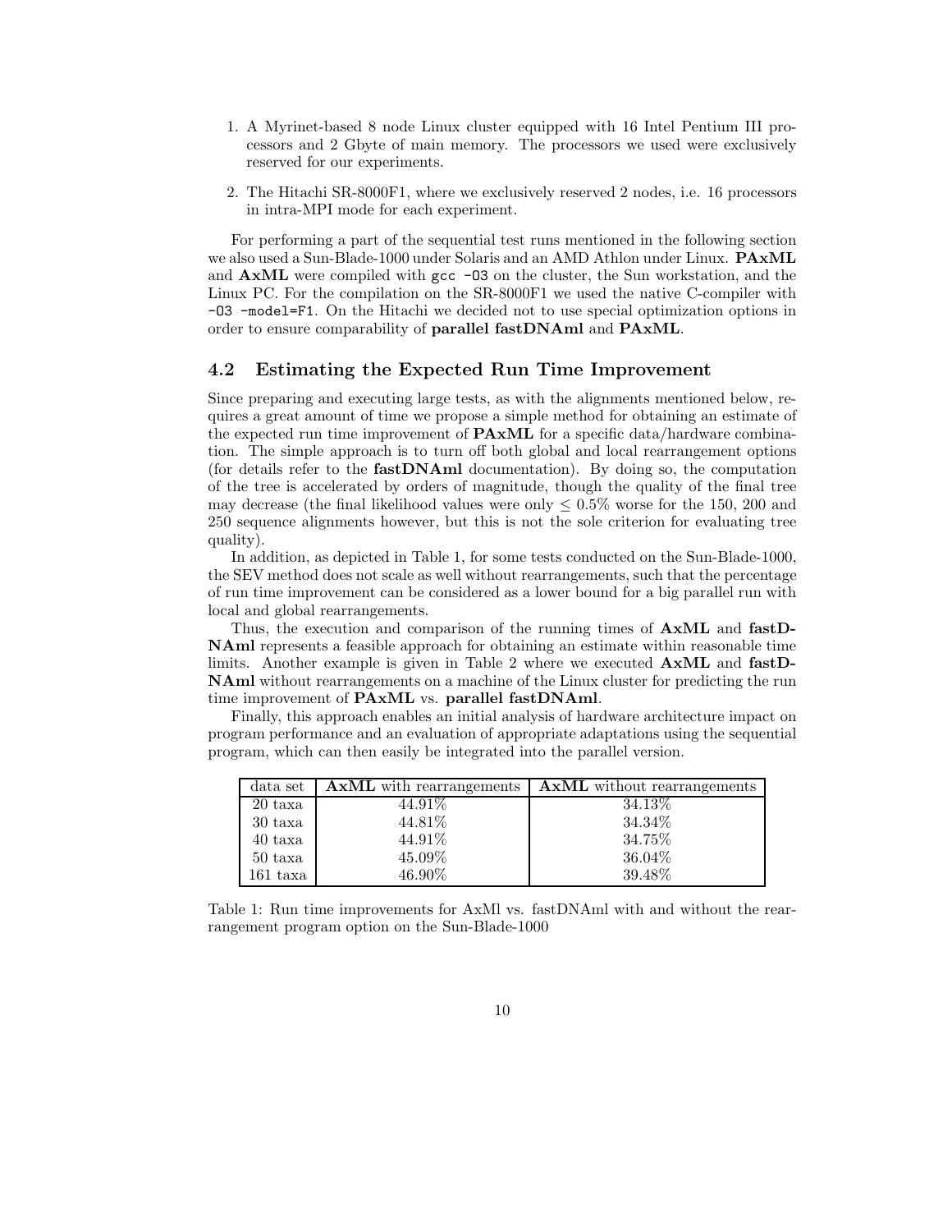1. A Myrinet-based 8 node Linux cluster equipped with 16 Intel Pentium III processors and 2 Gbyte of main memory. The processors we used were exclusively reserved for our experiments.

2. The Hitachi SR-8000F1, where we exclusively reserved 2 nodes, i.e. 16 processors in intra-MPI mode for each experiment.

For performing a part of the sequential test runs mentioned in the following section we also used a Sun-Blade-1000 under Solaris and an AMD Athlon under Linux. **PAxML** and **AxML** were compiled with `gcc -O3` on the cluster, the Sun workstation, and the Linux PC. For the compilation on the SR-8000F1 we used the native C-compiler with `-O3 -model=F1`. On the Hitachi we decided not to use special optimization options in order to ensure comparability of **parallel fastDNAml** and **PAxML**.

### 4.2 Estimating the Expected Run Time Improvement

Since preparing and executing large tests, as with the alignments mentioned below, requires a great amount of time we propose a simple method for obtaining an estimate of the expected run time improvement of **PAxML** for a specific data/hardware combination. The simple approach is to turn off both global and local rearrangement options (for details refer to the **fastDNAml** documentation). By doing so, the computation of the tree is accelerated by orders of magnitude, though the quality of the final tree may decrease (the final likelihood values were only $\leq 0.5\%$ worse for the 150, 200 and 250 sequence alignments however, but this is not the sole criterion for evaluating tree quality).

In addition, as depicted in Table 1, for some tests conducted on the Sun-Blade-1000, the SEV method does not scale as well without rearrangements, such that the percentage of run time improvement can be considered as a lower bound for a big parallel run with local and global rearrangements.

Thus, the execution and comparison of the running times of **AxML** and **fastDNAml** represents a feasible approach for obtaining an estimate within reasonable time limits. Another example is given in Table 2 where we executed **AxML** and **fastDNAml** without rearrangements on a machine of the Linux cluster for predicting the run time improvement of **PAxML** vs. **parallel fastDNAml**.

Finally, this approach enables an initial analysis of hardware architecture impact on program performance and an evaluation of appropriate adaptations using the sequential program, which can then easily be integrated into the parallel version.

| data set | **AxML** with rearrangements | **AxML** without rearrangements |
|---|---|---|
| 20 taxa | 44.91% | 34.13% |
| 30 taxa | 44.81% | 34.34% |
| 40 taxa | 44.91% | 34.75% |
| 50 taxa | 45.09% | 36.04% |
| 161 taxa | 46.90% | 39.48% |

Table 1: Run time improvements for AxMl vs. fastDNAml with and without the rearrangement program option on the Sun-Blade-1000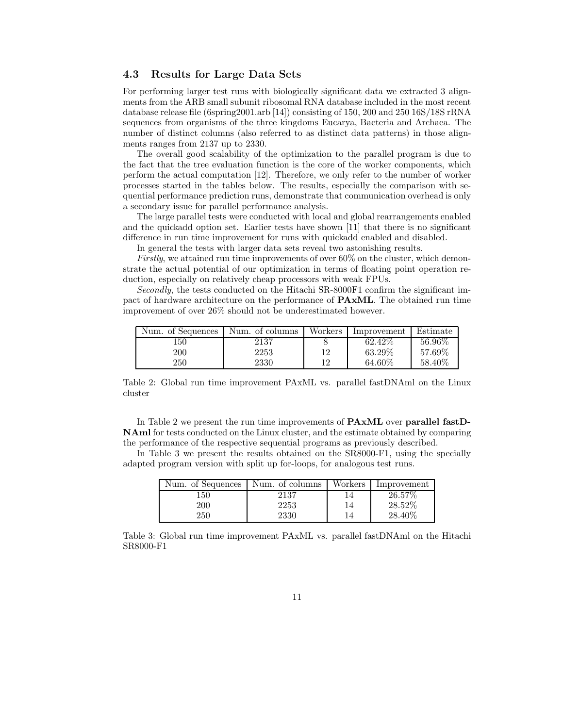### 4.3 Results for Large Data Sets

For performing larger test runs with biologically significant data we extracted 3 alignments from the ARB small subunit ribosomal RNA database included in the most recent database release file (6spring2001.arb [14]) consisting of 150, 200 and 250 16S/18S rRNA sequences from organisms of the three kingdoms Eucarya, Bacteria and Archaea. The number of distinct columns (also referred to as distinct data patterns) in those alignments ranges from 2137 up to 2330.

The overall good scalability of the optimization to the parallel program is due to the fact that the tree evaluation function is the core of the worker components, which perform the actual computation [12]. Therefore, we only refer to the number of worker processes started in the tables below. The results, especially the comparison with sequential performance prediction runs, demonstrate that communication overhead is only a secondary issue for parallel performance analysis.

The large parallel tests were conducted with local and global rearrangements enabled and the quickadd option set. Earlier tests have shown [11] that there is no significant difference in run time improvement for runs with quickadd enabled and disabled.

In general the tests with larger data sets reveal two astonishing results.

*Firstly*, we attained run time improvements of over 60% on the cluster, which demonstrate the actual potential of our optimization in terms of floating point operation reduction, especially on relatively cheap processors with weak FPUs.

*Secondly*, the tests conducted on the Hitachi SR-8000F1 confirm the significant impact of hardware architecture on the performance of **PAxML**. The obtained run time improvement of over 26% should not be underestimated however.

| Num. of Sequences | Num. of columns | Workers | Improvement | Estimate |
|---|---|---|---|---|
| 150 | 2137 | 8 | 62.42% | 56.96% |
| 200 | 2253 | 12 | 63.29% | 57.69% |
| 250 | 2330 | 12 | 64.60% | 58.40% |

Table 2: Global run time improvement PAxML vs. parallel fastDNAml on the Linux cluster

In Table 2 we present the run time improvements of **PAxML** over **parallel fastDNAml** for tests conducted on the Linux cluster, and the estimate obtained by comparing the performance of the respective sequential programs as previously described.

In Table 3 we present the results obtained on the SR8000-F1, using the specially adapted program version with split up for-loops, for analogous test runs.

| Num. of Sequences | Num. of columns | Workers | Improvement |
|---|---|---|---|
| 150 | 2137 | 14 | 26.57% |
| 200 | 2253 | 14 | 28.52% |
| 250 | 2330 | 14 | 28.40% |

Table 3: Global run time improvement PAxML vs. parallel fastDNAml on the Hitachi SR8000-F1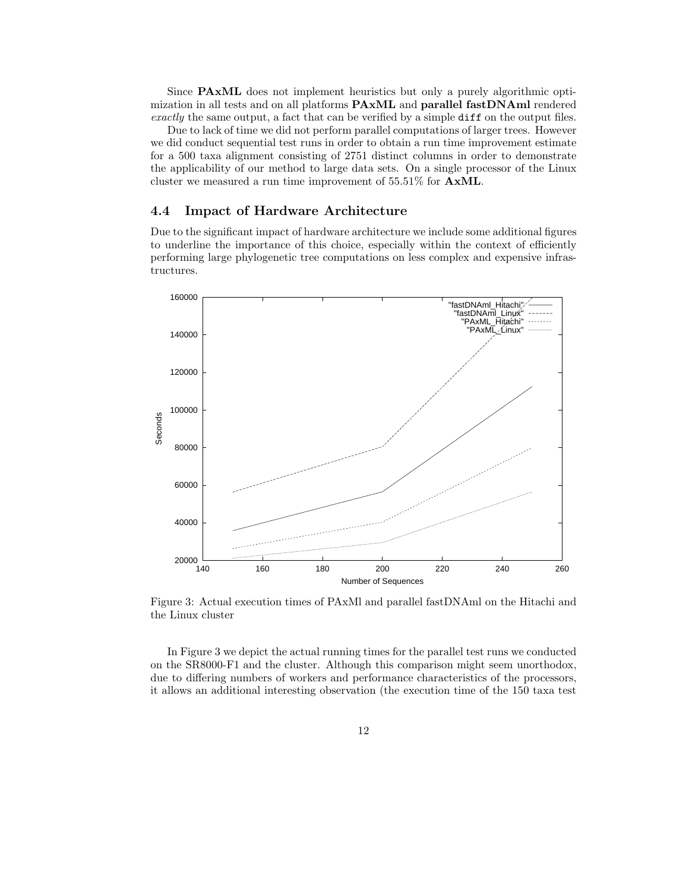Since **PAxML** does not implement heuristics but only a purely algorithmic optimization in all tests and on all platforms **PAxML** and **parallel fastDNAml** rendered *exactly* the same output, a fact that can be verified by a simple `diff` on the output files.

Due to lack of time we did not perform parallel computations of larger trees. However we did conduct sequential test runs in order to obtain a run time improvement estimate for a 500 taxa alignment consisting of 2751 distinct columns in order to demonstrate the applicability of our method to large data sets. On a single processor of the Linux cluster we measured a run time improvement of 55.51% for **AxML**.

## 4.4 Impact of Hardware Architecture

Due to the significant impact of hardware architecture we include some additional figures to underline the importance of this choice, especially within the context of efficiently performing large phylogenetic tree computations on less complex and expensive infrastructures.

Figure 3: Actual execution times of PAxMl and parallel fastDNAml on the Hitachi and the Linux cluster

In Figure 3 we depict the actual running times for the parallel test runs we conducted on the SR8000-F1 and the cluster. Although this comparison might seem unorthodox, due to differing numbers of workers and performance characteristics of the processors, it allows an additional interesting observation (the execution time of the 150 taxa test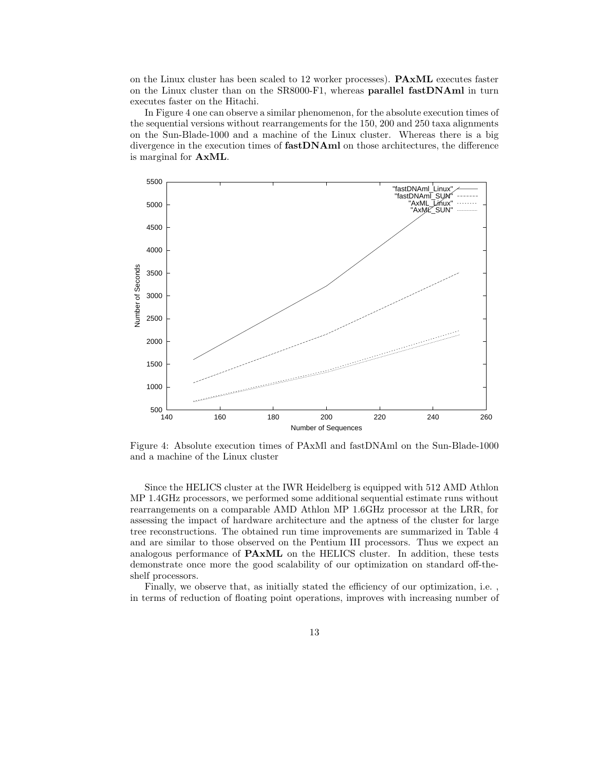on the Linux cluster has been scaled to 12 worker processes). **PAxML** executes faster on the Linux cluster than on the SR8000-F1, whereas **parallel fastDNAml** in turn executes faster on the Hitachi.

In Figure 4 one can observe a similar phenomenon, for the absolute execution times of the sequential versions without rearrangements for the 150, 200 and 250 taxa alignments on the Sun-Blade-1000 and a machine of the Linux cluster. Whereas there is a big divergence in the execution times of **fastDNAml** on those architectures, the difference is marginal for **AxML**.

Figure 4: Absolute execution times of PAxMl and fastDNAml on the Sun-Blade-1000 and a machine of the Linux cluster

Since the HELICS cluster at the IWR Heidelberg is equipped with 512 AMD Athlon MP 1.4GHz processors, we performed some additional sequential estimate runs without rearrangements on a comparable AMD Athlon MP 1.6GHz processor at the LRR, for assessing the impact of hardware architecture and the aptness of the cluster for large tree reconstructions. The obtained run time improvements are summarized in Table 4 and are similar to those observed on the Pentium III processors. Thus we expect an analogous performance of **PAxML** on the HELICS cluster. In addition, these tests demonstrate once more the good scalability of our optimization on standard off-the-shelf processors.

Finally, we observe that, as initially stated the efficiency of our optimization, i.e. , in terms of reduction of floating point operations, improves with increasing number of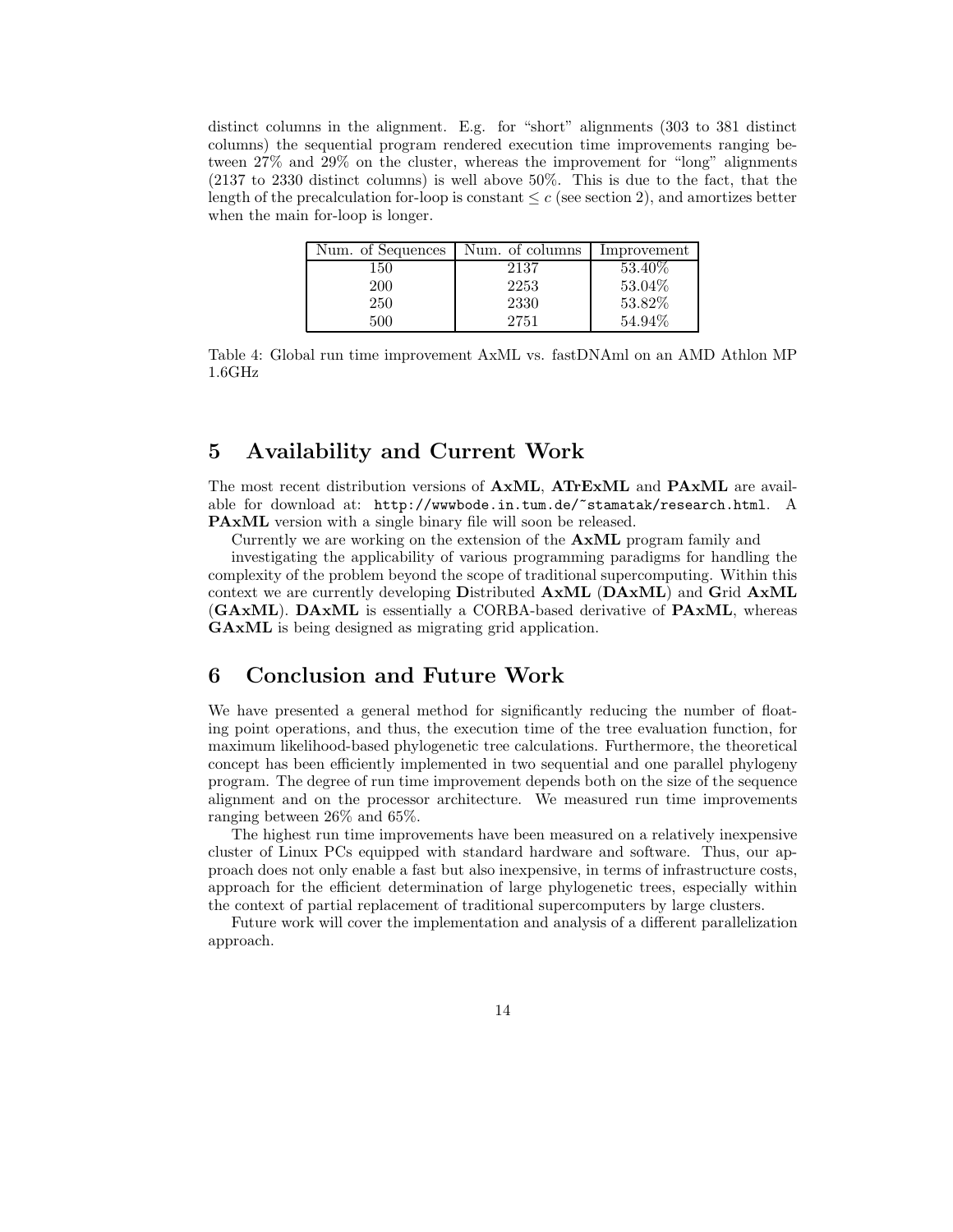distinct columns in the alignment. E.g. for "short" alignments (303 to 381 distinct columns) the sequential program rendered execution time improvements ranging between 27% and 29% on the cluster, whereas the improvement for "long" alignments (2137 to 2330 distinct columns) is well above 50%. This is due to the fact, that the length of the precalculation for-loop is constant $\leq c$ (see section 2), and amortizes better when the main for-loop is longer.

| Num. of Sequences | Num. of columns | Improvement |
|---|---|---|
| 150 | 2137 | 53.40% |
| 200 | 2253 | 53.04% |
| 250 | 2330 | 53.82% |
| 500 | 2751 | 54.94% |

Table 4: Global run time improvement AxML vs. fastDNAml on an AMD Athlon MP 1.6GHz

## 5 Availability and Current Work

The most recent distribution versions of **AxML**, **ATrExML** and **PAxML** are available for download at: `http://wwwbode.in.tum.de/~stamatak/research.html`. A **PAxML** version with a single binary file will soon be released.

Currently we are working on the extension of the **AxML** program family and investigating the applicability of various programming paradigms for handling the complexity of the problem beyond the scope of traditional supercomputing. Within this context we are currently developing **D**istributed **AxML** (**DAxML**) and **G**rid **AxML** (**GAxML**). **DAxML** is essentially a CORBA-based derivative of **PAxML**, whereas **GAxML** is being designed as migrating grid application.

## 6 Conclusion and Future Work

We have presented a general method for significantly reducing the number of floating point operations, and thus, the execution time of the tree evaluation function, for maximum likelihood-based phylogenetic tree calculations. Furthermore, the theoretical concept has been efficiently implemented in two sequential and one parallel phylogeny program. The degree of run time improvement depends both on the size of the sequence alignment and on the processor architecture. We measured run time improvements ranging between 26% and 65%.

The highest run time improvements have been measured on a relatively inexpensive cluster of Linux PCs equipped with standard hardware and software. Thus, our approach does not only enable a fast but also inexpensive, in terms of infrastructure costs, approach for the efficient determination of large phylogenetic trees, especially within the context of partial replacement of traditional supercomputers by large clusters.

Future work will cover the implementation and analysis of a different parallelization approach.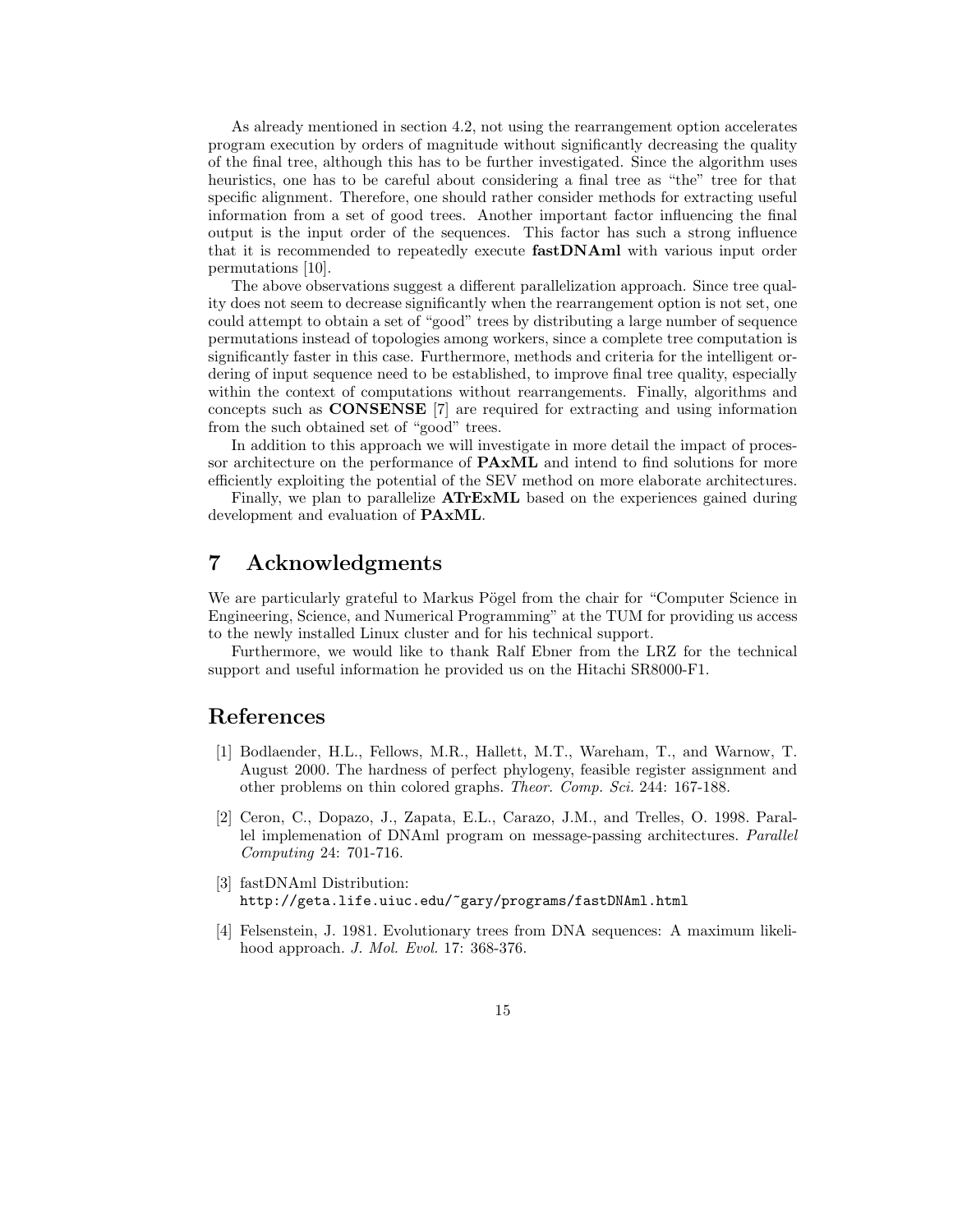As already mentioned in section 4.2, not using the rearrangement option accelerates program execution by orders of magnitude without significantly decreasing the quality of the final tree, although this has to be further investigated. Since the algorithm uses heuristics, one has to be careful about considering a final tree as "the" tree for that specific alignment. Therefore, one should rather consider methods for extracting useful information from a set of good trees. Another important factor influencing the final output is the input order of the sequences. This factor has such a strong influence that it is recommended to repeatedly execute **fastDNAml** with various input order permutations [10].

The above observations suggest a different parallelization approach. Since tree quality does not seem to decrease significantly when the rearrangement option is not set, one could attempt to obtain a set of "good" trees by distributing a large number of sequence permutations instead of topologies among workers, since a complete tree computation is significantly faster in this case. Furthermore, methods and criteria for the intelligent ordering of input sequence need to be established, to improve final tree quality, especially within the context of computations without rearrangements. Finally, algorithms and concepts such as **CONSENSE** [7] are required for extracting and using information from the such obtained set of "good" trees.

In addition to this approach we will investigate in more detail the impact of processor architecture on the performance of **PAxML** and intend to find solutions for more efficiently exploiting the potential of the SEV method on more elaborate architectures.

Finally, we plan to parallelize **ATrExML** based on the experiences gained during development and evaluation of **PAxML**.

# 7 Acknowledgments

We are particularly grateful to Markus Pögel from the chair for "Computer Science in Engineering, Science, and Numerical Programming" at the TUM for providing us access to the newly installed Linux cluster and for his technical support.

Furthermore, we would like to thank Ralf Ebner from the LRZ for the technical support and useful information he provided us on the Hitachi SR8000-F1.

# References

[1] Bodlaender, H.L., Fellows, M.R., Hallett, M.T., Wareham, T., and Warnow, T. August 2000. The hardness of perfect phylogeny, feasible register assignment and other problems on thin colored graphs. *Theor. Comp. Sci.* 244: 167-188.

[2] Ceron, C., Dopazo, J., Zapata, E.L., Carazo, J.M., and Trelles, O. 1998. Parallel implemenation of DNAml program on message-passing architectures. *Parallel Computing* 24: 701-716.

[3] fastDNAml Distribution: `http://geta.life.uiuc.edu/~gary/programs/fastDNAml.html`

[4] Felsenstein, J. 1981. Evolutionary trees from DNA sequences: A maximum likelihood approach. *J. Mol. Evol.* 17: 368-376.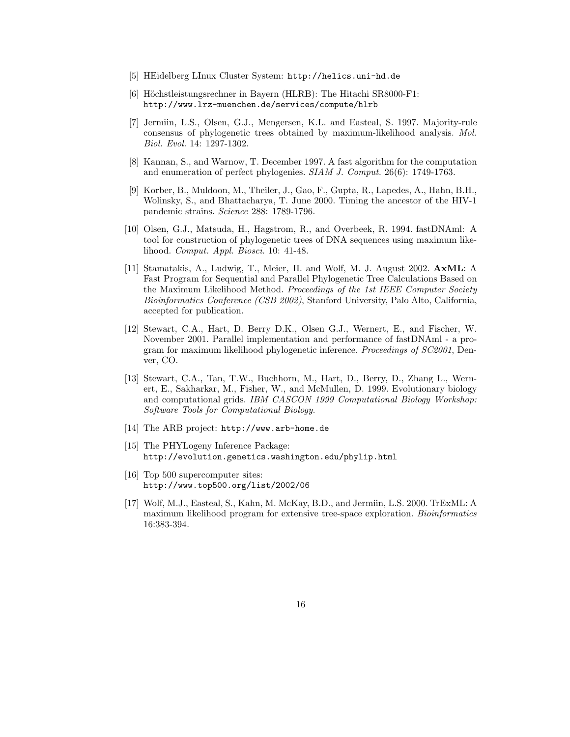[5] HEidelberg LInux Cluster System: `http://helics.uni-hd.de`

[6] Höchstleistungsrechner in Bayern (HLRB): The Hitachi SR8000-F1: `http://www.lrz-muenchen.de/services/compute/hlrb`

[7] Jermiin, L.S., Olsen, G.J., Mengersen, K.L. and Easteal, S. 1997. Majority-rule consensus of phylogenetic trees obtained by maximum-likelihood analysis. *Mol. Biol. Evol.* 14: 1297-1302.

[8] Kannan, S., and Warnow, T. December 1997. A fast algorithm for the computation and enumeration of perfect phylogenies. *SIAM J. Comput.* 26(6): 1749-1763.

[9] Korber, B., Muldoon, M., Theiler, J., Gao, F., Gupta, R., Lapedes, A., Hahn, B.H., Wolinsky, S., and Bhattacharya, T. June 2000. Timing the ancestor of the HIV-1 pandemic strains. *Science* 288: 1789-1796.

[10] Olsen, G.J., Matsuda, H., Hagstrom, R., and Overbeek, R. 1994. fastDNAml: A tool for construction of phylogenetic trees of DNA sequences using maximum likelihood. *Comput. Appl. Biosci.* 10: 41-48.

[11] Stamatakis, A., Ludwig, T., Meier, H. and Wolf, M. J. August 2002. **AxML**: A Fast Program for Sequential and Parallel Phylogenetic Tree Calculations Based on the Maximum Likelihood Method. *Proceedings of the 1st IEEE Computer Society Bioinformatics Conference (CSB 2002)*, Stanford University, Palo Alto, California, accepted for publication.

[12] Stewart, C.A., Hart, D. Berry D.K., Olsen G.J., Wernert, E., and Fischer, W. November 2001. Parallel implementation and performance of fastDNAml - a program for maximum likelihood phylogenetic inference. *Proceedings of SC2001*, Denver, CO.

[13] Stewart, C.A., Tan, T.W., Buchhorn, M., Hart, D., Berry, D., Zhang L., Wernert, E., Sakharkar, M., Fisher, W., and McMullen, D. 1999. Evolutionary biology and computational grids. *IBM CASCON 1999 Computational Biology Workshop: Software Tools for Computational Biology.*

[14] The ARB project: `http://www.arb-home.de`

[15] The PHYLogeny Inference Package: `http://evolution.genetics.washington.edu/phylip.html`

[16] Top 500 supercomputer sites: `http://www.top500.org/list/2002/06`

[17] Wolf, M.J., Easteal, S., Kahn, M. McKay, B.D., and Jermiin, L.S. 2000. TrExML: A maximum likelihood program for extensive tree-space exploration. *Bioinformatics* 16:383-394.